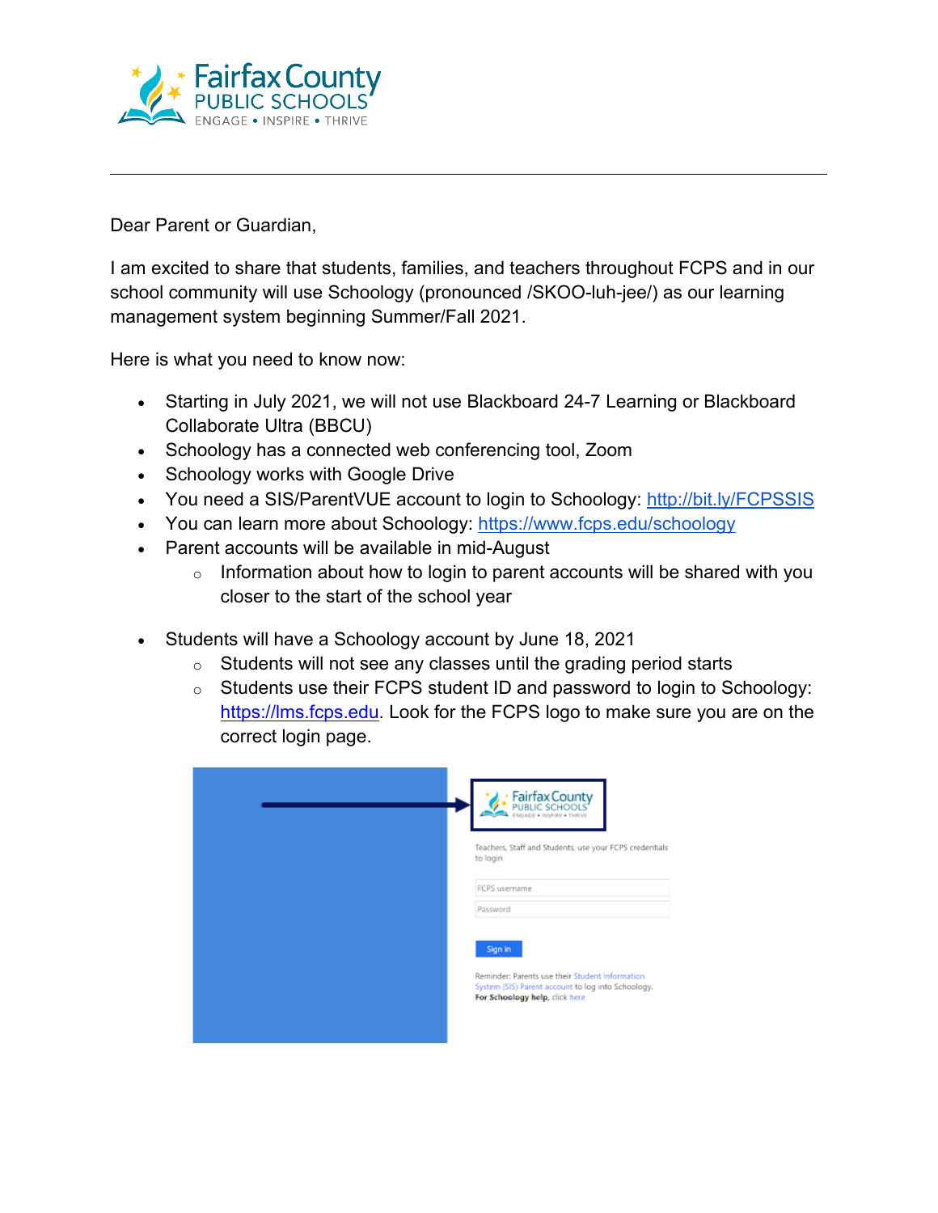Dear Parent or Guardian,

I am excited to share that students, families, and teachers throughout FCPS and in our school community will use Schoology (pronounced /SKOO-luh-jee/) as our learning management system beginning Summer/Fall 2021.

Here is what you need to know now:

- Starting in July 2021, we will not use Blackboard 24-7 Learning or Blackboard Collaborate Ultra (BBCU)
- Schoology has a connected web conferencing tool, Zoom
- Schoology works with Google Drive
- You need a SIS/ParentVUE account to login to Schoology: http://bit.ly/FCPSSIS
- You can learn more about Schoology: https://www.fcps.edu/schoology
- Parent accounts will be available in mid-August
  - Information about how to login to parent accounts will be shared with you closer to the start of the school year

- Students will have a Schoology account by June 18, 2021
  - Students will not see any classes until the grading period starts
  - Students use their FCPS student ID and password to login to Schoology: https://lms.fcps.edu. Look for the FCPS logo to make sure you are on the correct login page.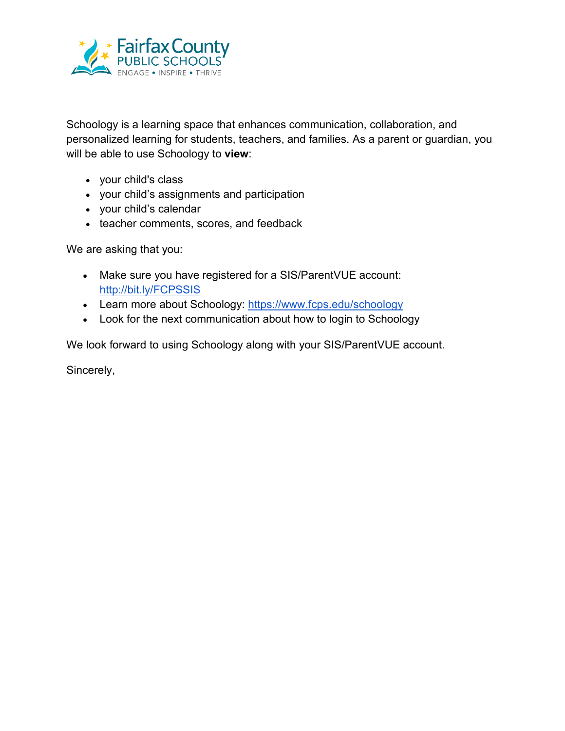Fairfax County PUBLIC SCHOOLS
ENGAGE • INSPIRE • THRIVE

---

Schoology is a learning space that enhances communication, collaboration, and personalized learning for students, teachers, and families. As a parent or guardian, you will be able to use Schoology to **view**:

- your child's class
- your child's assignments and participation
- your child's calendar
- teacher comments, scores, and feedback

We are asking that you:

- Make sure you have registered for a SIS/ParentVUE account: http://bit.ly/FCPSSIS
- Learn more about Schoology: https://www.fcps.edu/schoology
- Look for the next communication about how to login to Schoology

We look forward to using Schoology along with your SIS/ParentVUE account.

Sincerely,